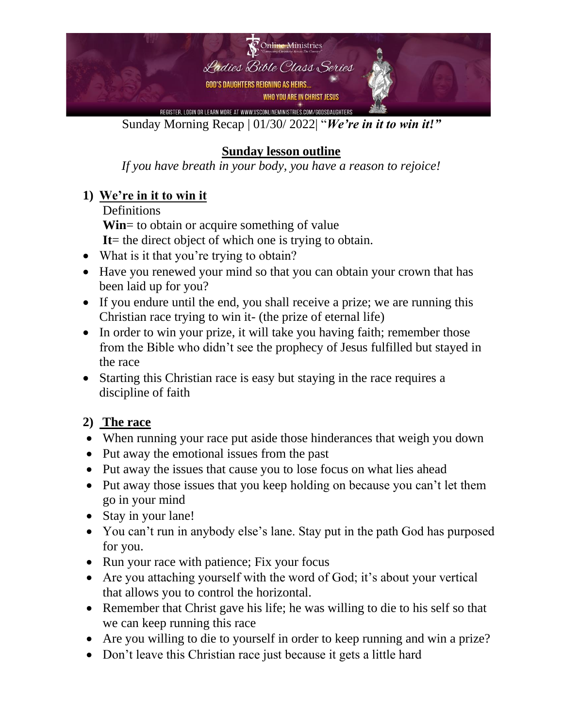Sunday Morning Recap | 01/30/ 2022| "***We're in it to win it!***"

## Sunday lesson outline

*If you have breath in your body, you have a reason to rejoice!*

### 1) We're in it to win it

Definitions

**Win**= to obtain or acquire something of value

**It**= the direct object of which one is trying to obtain.

- What is it that you're trying to obtain?
- Have you renewed your mind so that you can obtain your crown that has been laid up for you?
- If you endure until the end, you shall receive a prize; we are running this Christian race trying to win it- (the prize of eternal life)
- In order to win your prize, it will take you having faith; remember those from the Bible who didn't see the prophecy of Jesus fulfilled but stayed in the race
- Starting this Christian race is easy but staying in the race requires a discipline of faith

### 2) The race

- When running your race put aside those hinderances that weigh you down
- Put away the emotional issues from the past
- Put away the issues that cause you to lose focus on what lies ahead
- Put away those issues that you keep holding on because you can't let them go in your mind
- Stay in your lane!
- You can't run in anybody else's lane. Stay put in the path God has purposed for you.
- Run your race with patience; Fix your focus
- Are you attaching yourself with the word of God; it's about your vertical that allows you to control the horizontal.
- Remember that Christ gave his life; he was willing to die to his self so that we can keep running this race
- Are you willing to die to yourself in order to keep running and win a prize?
- Don't leave this Christian race just because it gets a little hard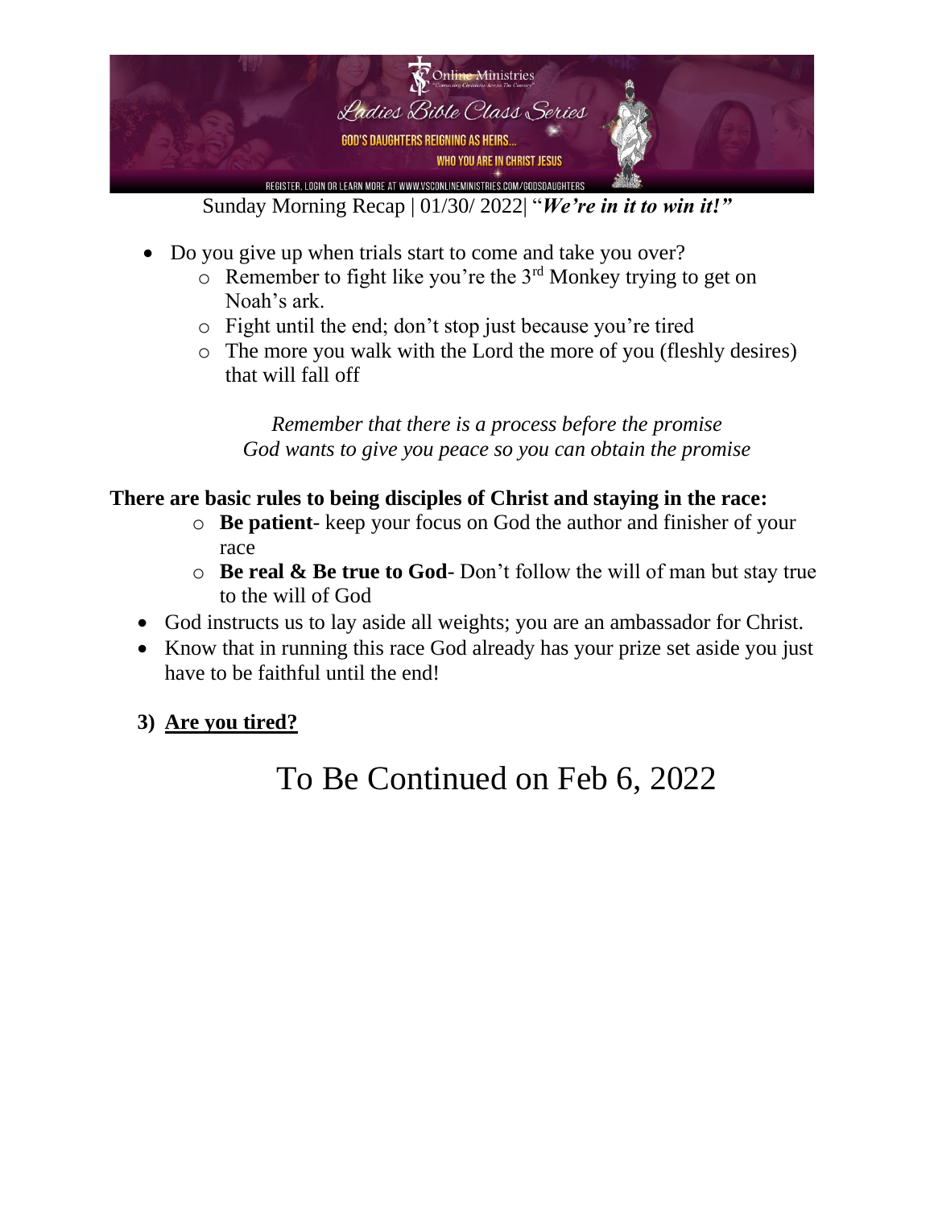Sunday Morning Recap | 01/30/ 2022| "*We're in it to win it!"*

- Do you give up when trials start to come and take you over?
  - Remember to fight like you're the 3rd Monkey trying to get on Noah's ark.
  - Fight until the end; don't stop just because you're tired
  - The more you walk with the Lord the more of you (fleshly desires) that will fall off

*Remember that there is a process before the promise*
*God wants to give you peace so you can obtain the promise*

**There are basic rules to being disciples of Christ and staying in the race:**

  - **Be patient**- keep your focus on God the author and finisher of your race
  - **Be real & Be true to God**- Don't follow the will of man but stay true to the will of God
- God instructs us to lay aside all weights; you are an ambassador for Christ.
- Know that in running this race God already has your prize set aside you just have to be faithful until the end!

3) **Are you tired?**

# To Be Continued on Feb 6, 2022